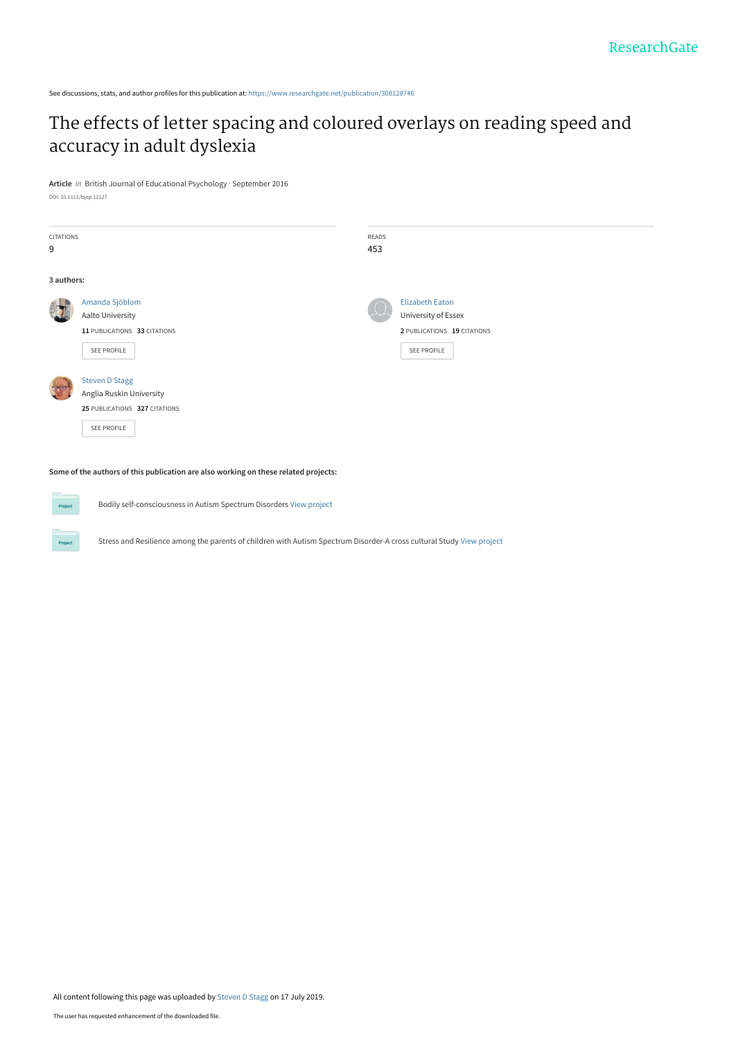See discussions, stats, and author profiles for this publication at: https://www.researchgate.net/publication/308128746

# The effects of letter spacing and coloured overlays on reading speed and accuracy in adult dyslexia

**Article** *in* British Journal of Educational Psychology · September 2016

DOI: 10.1111/bjep.12127

CITATIONS
9

READS
453

**3 authors:**

Amanda Sjöblom
Aalto University
**11** PUBLICATIONS **33** CITATIONS

Elizabeth Eaton
University of Essex
**2** PUBLICATIONS **19** CITATIONS

Steven D Stagg
Anglia Ruskin University
**25** PUBLICATIONS **327** CITATIONS

**Some of the authors of this publication are also working on these related projects:**

Bodily self-consciousness in Autism Spectrum Disorders View project

Stress and Resilience among the parents of children with Autism Spectrum Disorder-A cross cultural Study View project

All content following this page was uploaded by Steven D Stagg on 17 July 2019.

The user has requested enhancement of the downloaded file.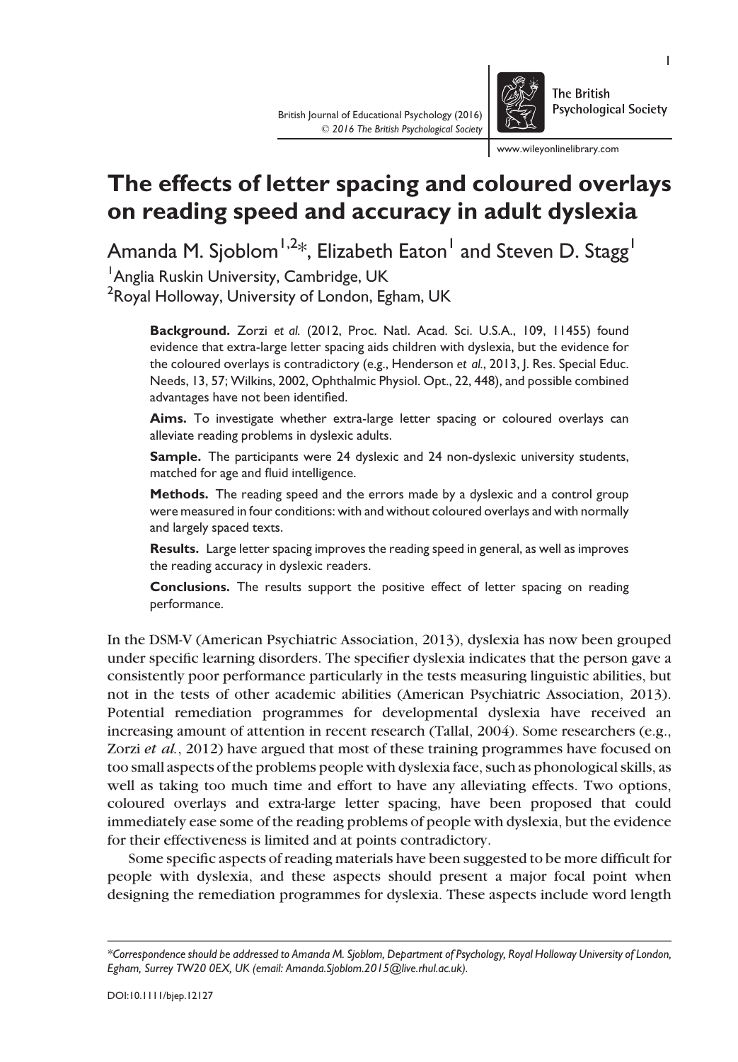# The effects of letter spacing and coloured overlays on reading speed and accuracy in adult dyslexia

Amanda M. Sjoblom[1,2]*, Elizabeth Eaton[1] and Steven D. Stagg[1]

[1]Anglia Ruskin University, Cambridge, UK

[2]Royal Holloway, University of London, Egham, UK

**Background.** Zorzi *et al.* (2012, Proc. Natl. Acad. Sci. U.S.A., 109, 11455) found evidence that extra-large letter spacing aids children with dyslexia, but the evidence for the coloured overlays is contradictory (e.g., Henderson *et al.*, 2013, J. Res. Special Educ. Needs, 13, 57; Wilkins, 2002, Ophthalmic Physiol. Opt., 22, 448), and possible combined advantages have not been identified.

**Aims.** To investigate whether extra-large letter spacing or coloured overlays can alleviate reading problems in dyslexic adults.

**Sample.** The participants were 24 dyslexic and 24 non-dyslexic university students, matched for age and fluid intelligence.

**Methods.** The reading speed and the errors made by a dyslexic and a control group were measured in four conditions: with and without coloured overlays and with normally and largely spaced texts.

**Results.** Large letter spacing improves the reading speed in general, as well as improves the reading accuracy in dyslexic readers.

**Conclusions.** The results support the positive effect of letter spacing on reading performance.

In the DSM-V (American Psychiatric Association, 2013), dyslexia has now been grouped under specific learning disorders. The specifier dyslexia indicates that the person gave a consistently poor performance particularly in the tests measuring linguistic abilities, but not in the tests of other academic abilities (American Psychiatric Association, 2013). Potential remediation programmes for developmental dyslexia have received an increasing amount of attention in recent research (Tallal, 2004). Some researchers (e.g., Zorzi *et al.*, 2012) have argued that most of these training programmes have focused on too small aspects of the problems people with dyslexia face, such as phonological skills, as well as taking too much time and effort to have any alleviating effects. Two options, coloured overlays and extra-large letter spacing, have been proposed that could immediately ease some of the reading problems of people with dyslexia, but the evidence for their effectiveness is limited and at points contradictory.

Some specific aspects of reading materials have been suggested to be more difficult for people with dyslexia, and these aspects should present a major focal point when designing the remediation programmes for dyslexia. These aspects include word length

*Correspondence should be addressed to Amanda M. Sjoblom, Department of Psychology, Royal Holloway University of London, Egham, Surrey TW20 0EX, UK (email: Amanda.Sjoblom.2015@live.rhul.ac.uk).

DOI:10.1111/bjep.12127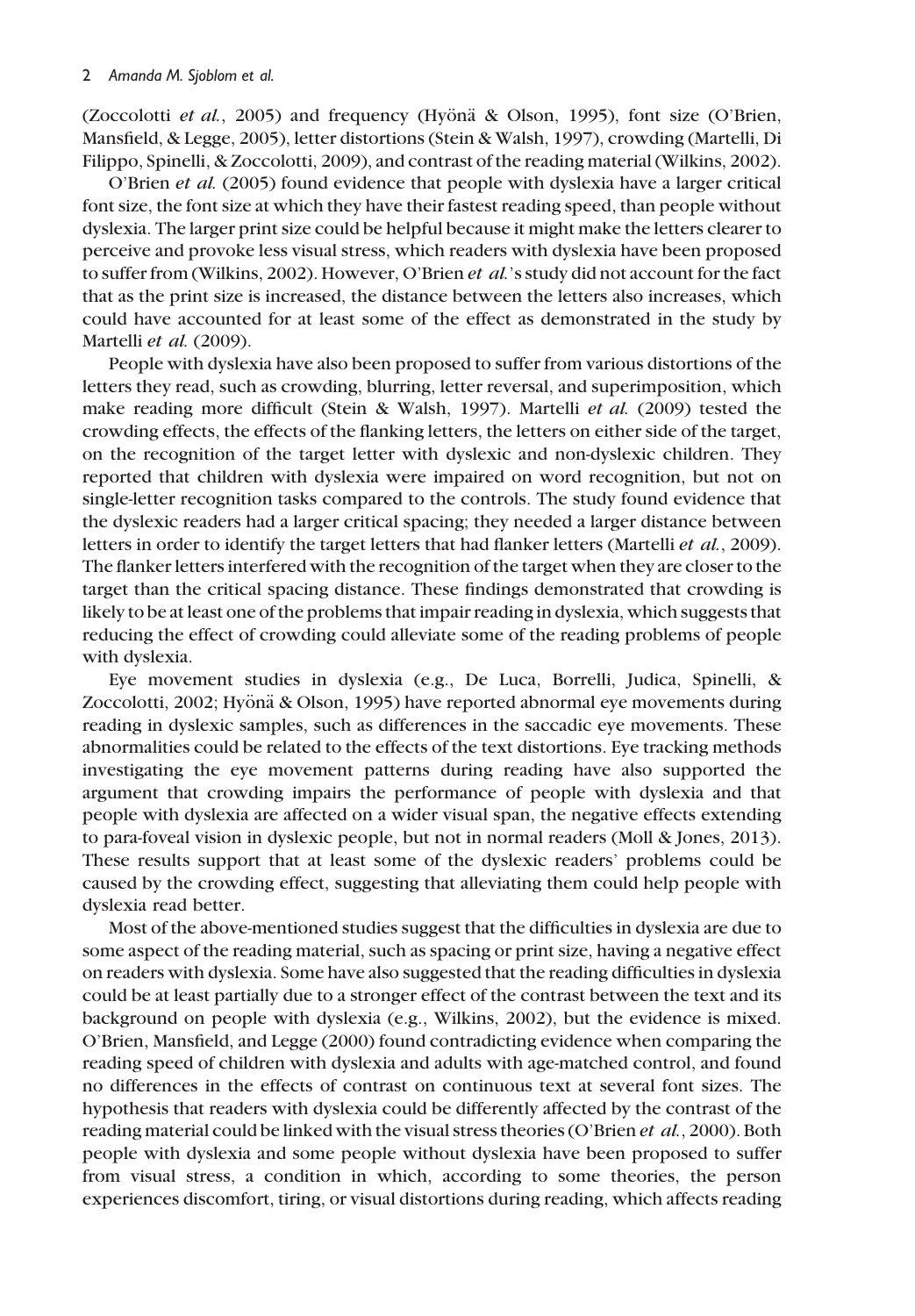(Zoccolotti *et al.*, 2005) and frequency (Hyönä & Olson, 1995), font size (O'Brien, Mansfield, & Legge, 2005), letter distortions (Stein & Walsh, 1997), crowding (Martelli, Di Filippo, Spinelli, & Zoccolotti, 2009), and contrast of the reading material (Wilkins, 2002).

O'Brien *et al.* (2005) found evidence that people with dyslexia have a larger critical font size, the font size at which they have their fastest reading speed, than people without dyslexia. The larger print size could be helpful because it might make the letters clearer to perceive and provoke less visual stress, which readers with dyslexia have been proposed to suffer from (Wilkins, 2002). However, O'Brien *et al.*'s study did not account for the fact that as the print size is increased, the distance between the letters also increases, which could have accounted for at least some of the effect as demonstrated in the study by Martelli *et al.* (2009).

People with dyslexia have also been proposed to suffer from various distortions of the letters they read, such as crowding, blurring, letter reversal, and superimposition, which make reading more difficult (Stein & Walsh, 1997). Martelli *et al.* (2009) tested the crowding effects, the effects of the flanking letters, the letters on either side of the target, on the recognition of the target letter with dyslexic and non-dyslexic children. They reported that children with dyslexia were impaired on word recognition, but not on single-letter recognition tasks compared to the controls. The study found evidence that the dyslexic readers had a larger critical spacing; they needed a larger distance between letters in order to identify the target letters that had flanker letters (Martelli *et al.*, 2009). The flanker letters interfered with the recognition of the target when they are closer to the target than the critical spacing distance. These findings demonstrated that crowding is likely to be at least one of the problems that impair reading in dyslexia, which suggests that reducing the effect of crowding could alleviate some of the reading problems of people with dyslexia.

Eye movement studies in dyslexia (e.g., De Luca, Borrelli, Judica, Spinelli, & Zoccolotti, 2002; Hyönä & Olson, 1995) have reported abnormal eye movements during reading in dyslexic samples, such as differences in the saccadic eye movements. These abnormalities could be related to the effects of the text distortions. Eye tracking methods investigating the eye movement patterns during reading have also supported the argument that crowding impairs the performance of people with dyslexia and that people with dyslexia are affected on a wider visual span, the negative effects extending to para-foveal vision in dyslexic people, but not in normal readers (Moll & Jones, 2013). These results support that at least some of the dyslexic readers' problems could be caused by the crowding effect, suggesting that alleviating them could help people with dyslexia read better.

Most of the above-mentioned studies suggest that the difficulties in dyslexia are due to some aspect of the reading material, such as spacing or print size, having a negative effect on readers with dyslexia. Some have also suggested that the reading difficulties in dyslexia could be at least partially due to a stronger effect of the contrast between the text and its background on people with dyslexia (e.g., Wilkins, 2002), but the evidence is mixed. O'Brien, Mansfield, and Legge (2000) found contradicting evidence when comparing the reading speed of children with dyslexia and adults with age-matched control, and found no differences in the effects of contrast on continuous text at several font sizes. The hypothesis that readers with dyslexia could be differently affected by the contrast of the reading material could be linked with the visual stress theories (O'Brien *et al.*, 2000). Both people with dyslexia and some people without dyslexia have been proposed to suffer from visual stress, a condition in which, according to some theories, the person experiences discomfort, tiring, or visual distortions during reading, which affects reading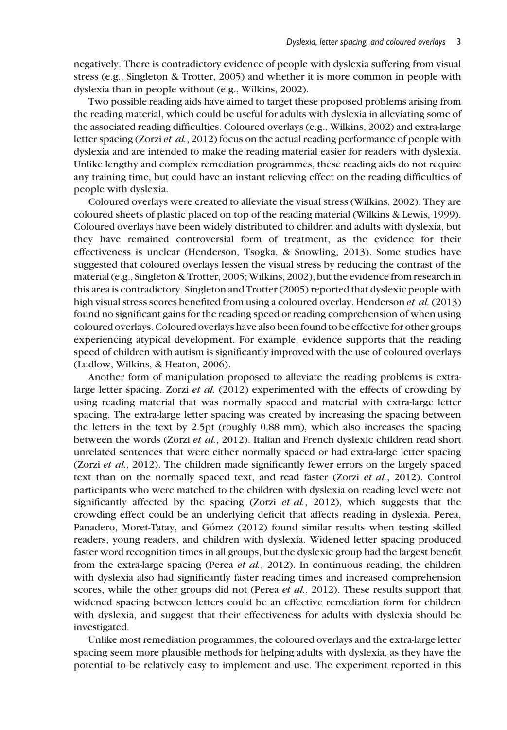negatively. There is contradictory evidence of people with dyslexia suffering from visual stress (e.g., Singleton & Trotter, 2005) and whether it is more common in people with dyslexia than in people without (e.g., Wilkins, 2002).

Two possible reading aids have aimed to target these proposed problems arising from the reading material, which could be useful for adults with dyslexia in alleviating some of the associated reading difficulties. Coloured overlays (e.g., Wilkins, 2002) and extra-large letter spacing (Zorzi *et al.*, 2012) focus on the actual reading performance of people with dyslexia and are intended to make the reading material easier for readers with dyslexia. Unlike lengthy and complex remediation programmes, these reading aids do not require any training time, but could have an instant relieving effect on the reading difficulties of people with dyslexia.

Coloured overlays were created to alleviate the visual stress (Wilkins, 2002). They are coloured sheets of plastic placed on top of the reading material (Wilkins & Lewis, 1999). Coloured overlays have been widely distributed to children and adults with dyslexia, but they have remained controversial form of treatment, as the evidence for their effectiveness is unclear (Henderson, Tsogka, & Snowling, 2013). Some studies have suggested that coloured overlays lessen the visual stress by reducing the contrast of the material (e.g., Singleton & Trotter, 2005; Wilkins, 2002), but the evidence from research in this area is contradictory. Singleton and Trotter (2005) reported that dyslexic people with high visual stress scores benefited from using a coloured overlay. Henderson *et al.* (2013) found no significant gains for the reading speed or reading comprehension of when using coloured overlays. Coloured overlays have also been found to be effective for other groups experiencing atypical development. For example, evidence supports that the reading speed of children with autism is significantly improved with the use of coloured overlays (Ludlow, Wilkins, & Heaton, 2006).

Another form of manipulation proposed to alleviate the reading problems is extra-large letter spacing. Zorzi *et al.* (2012) experimented with the effects of crowding by using reading material that was normally spaced and material with extra-large letter spacing. The extra-large letter spacing was created by increasing the spacing between the letters in the text by 2.5pt (roughly 0.88 mm), which also increases the spacing between the words (Zorzi *et al.*, 2012). Italian and French dyslexic children read short unrelated sentences that were either normally spaced or had extra-large letter spacing (Zorzi *et al.*, 2012). The children made significantly fewer errors on the largely spaced text than on the normally spaced text, and read faster (Zorzi *et al.*, 2012). Control participants who were matched to the children with dyslexia on reading level were not significantly affected by the spacing (Zorzi *et al.*, 2012), which suggests that the crowding effect could be an underlying deficit that affects reading in dyslexia. Perea, Panadero, Moret-Tatay, and Gómez (2012) found similar results when testing skilled readers, young readers, and children with dyslexia. Widened letter spacing produced faster word recognition times in all groups, but the dyslexic group had the largest benefit from the extra-large spacing (Perea *et al.*, 2012). In continuous reading, the children with dyslexia also had significantly faster reading times and increased comprehension scores, while the other groups did not (Perea *et al.*, 2012). These results support that widened spacing between letters could be an effective remediation form for children with dyslexia, and suggest that their effectiveness for adults with dyslexia should be investigated.

Unlike most remediation programmes, the coloured overlays and the extra-large letter spacing seem more plausible methods for helping adults with dyslexia, as they have the potential to be relatively easy to implement and use. The experiment reported in this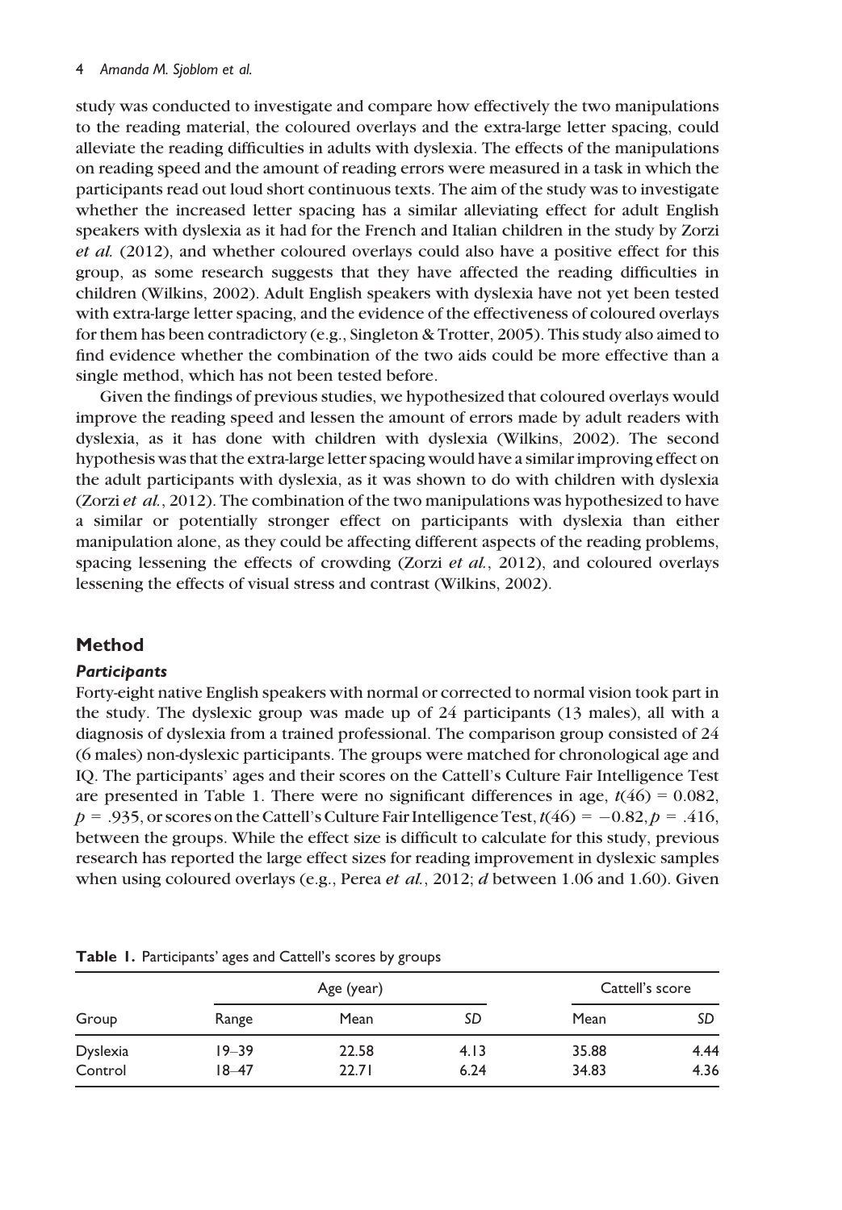study was conducted to investigate and compare how effectively the two manipulations to the reading material, the coloured overlays and the extra-large letter spacing, could alleviate the reading difficulties in adults with dyslexia. The effects of the manipulations on reading speed and the amount of reading errors were measured in a task in which the participants read out loud short continuous texts. The aim of the study was to investigate whether the increased letter spacing has a similar alleviating effect for adult English speakers with dyslexia as it had for the French and Italian children in the study by Zorzi *et al.* (2012), and whether coloured overlays could also have a positive effect for this group, as some research suggests that they have affected the reading difficulties in children (Wilkins, 2002). Adult English speakers with dyslexia have not yet been tested with extra-large letter spacing, and the evidence of the effectiveness of coloured overlays for them has been contradictory (e.g., Singleton & Trotter, 2005). This study also aimed to find evidence whether the combination of the two aids could be more effective than a single method, which has not been tested before.

Given the findings of previous studies, we hypothesized that coloured overlays would improve the reading speed and lessen the amount of errors made by adult readers with dyslexia, as it has done with children with dyslexia (Wilkins, 2002). The second hypothesis was that the extra-large letter spacing would have a similar improving effect on the adult participants with dyslexia, as it was shown to do with children with dyslexia (Zorzi *et al.*, 2012). The combination of the two manipulations was hypothesized to have a similar or potentially stronger effect on participants with dyslexia than either manipulation alone, as they could be affecting different aspects of the reading problems, spacing lessening the effects of crowding (Zorzi *et al.*, 2012), and coloured overlays lessening the effects of visual stress and contrast (Wilkins, 2002).

## Method

### *Participants*

Forty-eight native English speakers with normal or corrected to normal vision took part in the study. The dyslexic group was made up of 24 participants (13 males), all with a diagnosis of dyslexia from a trained professional. The comparison group consisted of 24 (6 males) non-dyslexic participants. The groups were matched for chronological age and IQ. The participants' ages and their scores on the Cattell's Culture Fair Intelligence Test are presented in Table 1. There were no significant differences in age, $t(46) = 0.082$, $p = .935$, or scores on the Cattell's Culture Fair Intelligence Test, $t(46) = -0.82, p = .416$, between the groups. While the effect size is difficult to calculate for this study, previous research has reported the large effect sizes for reading improvement in dyslexic samples when using coloured overlays (e.g., Perea *et al.*, 2012; *d* between 1.06 and 1.60). Given

**Table 1.** Participants' ages and Cattell's scores by groups

| | Age (year) | | | Cattell's score | |
|---|---|---|---|---|---|
| Group | Range | Mean | *SD* | Mean | *SD* |
| Dyslexia | 19–39 | 22.58 | 4.13 | 35.88 | 4.44 |
| Control | 18–47 | 22.71 | 6.24 | 34.83 | 4.36 |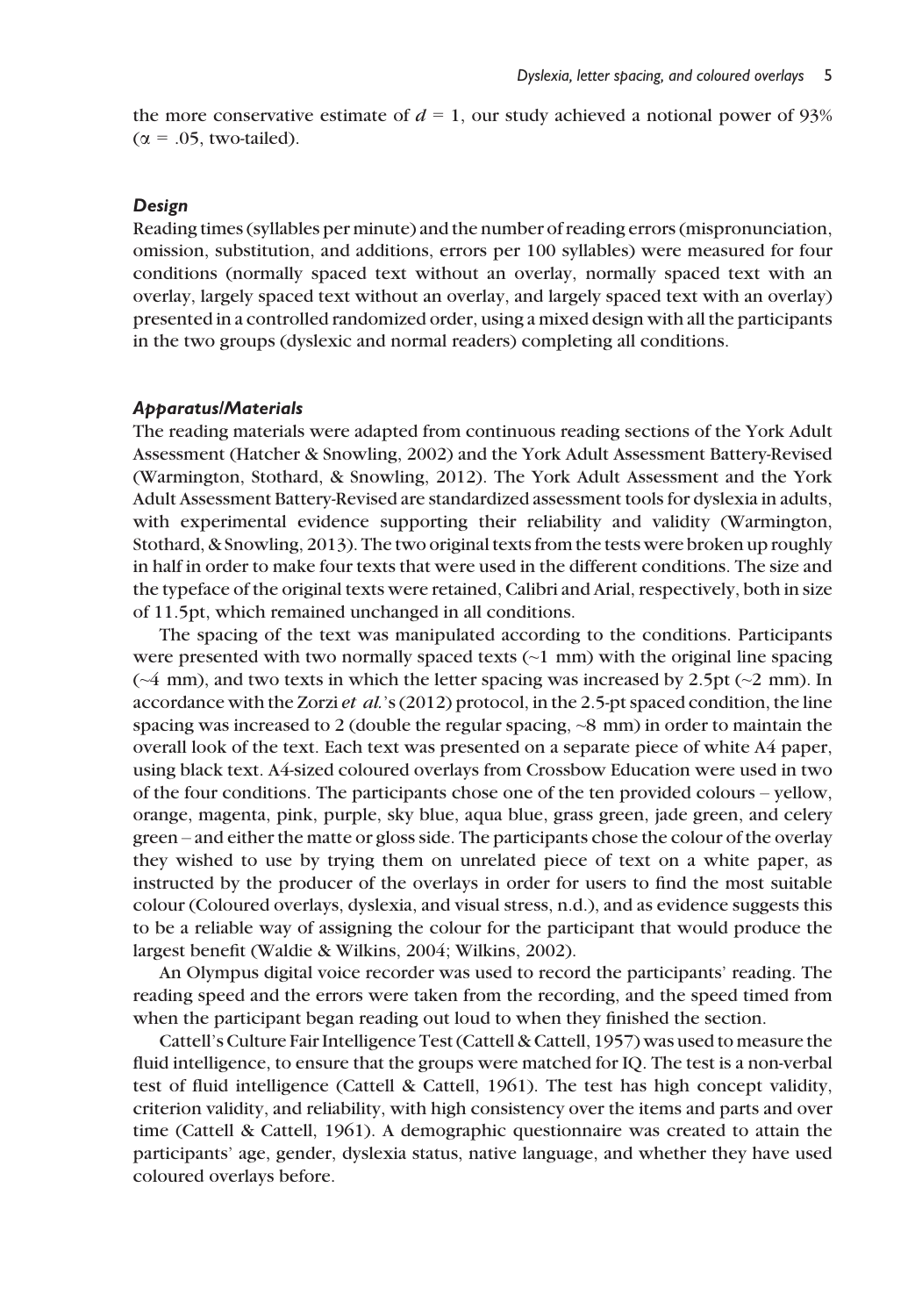the more conservative estimate of $d = 1$, our study achieved a notional power of 93% ($\alpha = .05$, two-tailed).

### *Design*

Reading times (syllables per minute) and the number of reading errors (mispronunciation, omission, substitution, and additions, errors per 100 syllables) were measured for four conditions (normally spaced text without an overlay, normally spaced text with an overlay, largely spaced text without an overlay, and largely spaced text with an overlay) presented in a controlled randomized order, using a mixed design with all the participants in the two groups (dyslexic and normal readers) completing all conditions.

### *Apparatus/Materials*

The reading materials were adapted from continuous reading sections of the York Adult Assessment (Hatcher & Snowling, 2002) and the York Adult Assessment Battery-Revised (Warmington, Stothard, & Snowling, 2012). The York Adult Assessment and the York Adult Assessment Battery-Revised are standardized assessment tools for dyslexia in adults, with experimental evidence supporting their reliability and validity (Warmington, Stothard, & Snowling, 2013). The two original texts from the tests were broken up roughly in half in order to make four texts that were used in the different conditions. The size and the typeface of the original texts were retained, Calibri and Arial, respectively, both in size of 11.5pt, which remained unchanged in all conditions.

The spacing of the text was manipulated according to the conditions. Participants were presented with two normally spaced texts (~1 mm) with the original line spacing (~4 mm), and two texts in which the letter spacing was increased by 2.5pt (~2 mm). In accordance with the Zorzi *et al.*'s (2012) protocol, in the 2.5-pt spaced condition, the line spacing was increased to 2 (double the regular spacing, ~8 mm) in order to maintain the overall look of the text. Each text was presented on a separate piece of white A4 paper, using black text. A4-sized coloured overlays from Crossbow Education were used in two of the four conditions. The participants chose one of the ten provided colours – yellow, orange, magenta, pink, purple, sky blue, aqua blue, grass green, jade green, and celery green – and either the matte or gloss side. The participants chose the colour of the overlay they wished to use by trying them on unrelated piece of text on a white paper, as instructed by the producer of the overlays in order for users to find the most suitable colour (Coloured overlays, dyslexia, and visual stress, n.d.), and as evidence suggests this to be a reliable way of assigning the colour for the participant that would produce the largest benefit (Waldie & Wilkins, 2004; Wilkins, 2002).

An Olympus digital voice recorder was used to record the participants' reading. The reading speed and the errors were taken from the recording, and the speed timed from when the participant began reading out loud to when they finished the section.

Cattell's Culture Fair Intelligence Test (Cattell & Cattell, 1957) was used to measure the fluid intelligence, to ensure that the groups were matched for IQ. The test is a non-verbal test of fluid intelligence (Cattell & Cattell, 1961). The test has high concept validity, criterion validity, and reliability, with high consistency over the items and parts and over time (Cattell & Cattell, 1961). A demographic questionnaire was created to attain the participants' age, gender, dyslexia status, native language, and whether they have used coloured overlays before.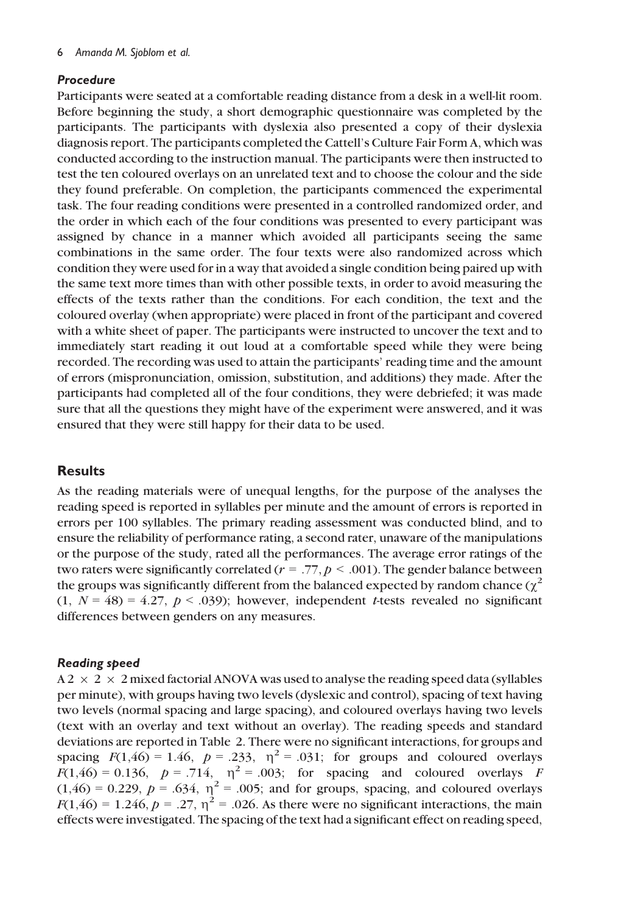### *Procedure*

Participants were seated at a comfortable reading distance from a desk in a well-lit room. Before beginning the study, a short demographic questionnaire was completed by the participants. The participants with dyslexia also presented a copy of their dyslexia diagnosis report. The participants completed the Cattell's Culture Fair Form A, which was conducted according to the instruction manual. The participants were then instructed to test the ten coloured overlays on an unrelated text and to choose the colour and the side they found preferable. On completion, the participants commenced the experimental task. The four reading conditions were presented in a controlled randomized order, and the order in which each of the four conditions was presented to every participant was assigned by chance in a manner which avoided all participants seeing the same combinations in the same order. The four texts were also randomized across which condition they were used for in a way that avoided a single condition being paired up with the same text more times than with other possible texts, in order to avoid measuring the effects of the texts rather than the conditions. For each condition, the text and the coloured overlay (when appropriate) were placed in front of the participant and covered with a white sheet of paper. The participants were instructed to uncover the text and to immediately start reading it out loud at a comfortable speed while they were being recorded. The recording was used to attain the participants' reading time and the amount of errors (mispronunciation, omission, substitution, and additions) they made. After the participants had completed all of the four conditions, they were debriefed; it was made sure that all the questions they might have of the experiment were answered, and it was ensured that they were still happy for their data to be used.

## Results

As the reading materials were of unequal lengths, for the purpose of the analyses the reading speed is reported in syllables per minute and the amount of errors is reported in errors per 100 syllables. The primary reading assessment was conducted blind, and to ensure the reliability of performance rating, a second rater, unaware of the manipulations or the purpose of the study, rated all the performances. The average error ratings of the two raters were significantly correlated ($r$ = .77, $p$ < .001). The gender balance between the groups was significantly different from the balanced expected by random chance ($\chi^2$ (1, $N$ = 48) = 4.27, $p$ < .039); however, independent $t$-tests revealed no significant differences between genders on any measures.

### *Reading speed*

A 2 × 2 × 2 mixed factorial ANOVA was used to analyse the reading speed data (syllables per minute), with groups having two levels (dyslexic and control), spacing of text having two levels (normal spacing and large spacing), and coloured overlays having two levels (text with an overlay and text without an overlay). The reading speeds and standard deviations are reported in Table 2. There were no significant interactions, for groups and spacing $F(1,46)$ = 1.46, $p$ = .233, $\eta^2$ = .031; for groups and coloured overlays $F(1,46)$ = 0.136, $p$ = .714, $\eta^2$ = .003; for spacing and coloured overlays $F(1,46)$ = 0.229, $p$ = .634, $\eta^2$ = .005; and for groups, spacing, and coloured overlays $F(1,46)$ = 1.246, $p$ = .27, $\eta^2$ = .026. As there were no significant interactions, the main effects were investigated. The spacing of the text had a significant effect on reading speed,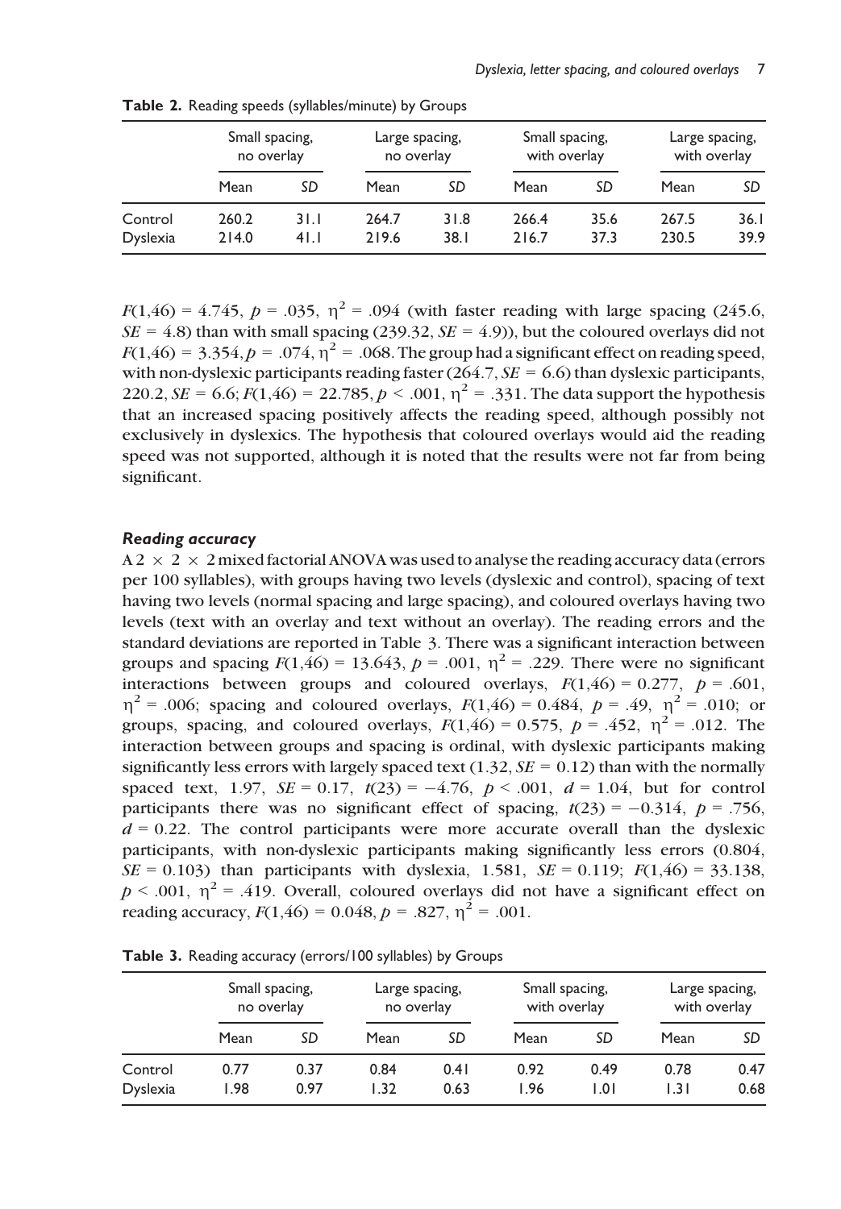**Table 2.** Reading speeds (syllables/minute) by Groups

| | Small spacing, no overlay | | Large spacing, no overlay | | Small spacing, with overlay | | Large spacing, with overlay | |
|---|---|---|---|---|---|---|---|---|
| | Mean | *SD* | Mean | *SD* | Mean | *SD* | Mean | *SD* |
| Control | 260.2 | 31.1 | 264.7 | 31.8 | 266.4 | 35.6 | 267.5 | 36.1 |
| Dyslexia | 214.0 | 41.1 | 219.6 | 38.1 | 216.7 | 37.3 | 230.5 | 39.9 |

$F(1,46) = 4.745$, $p = .035$, $\eta^2 = .094$ (with faster reading with large spacing (245.6, $SE = 4.8$) than with small spacing (239.32, $SE = 4.9$)), but the coloured overlays did not $F(1,46) = 3.354$, $p = .074$, $\eta^2 = .068$. The group had a significant effect on reading speed, with non-dyslexic participants reading faster (264.7, $SE = 6.6$) than dyslexic participants, 220.2, $SE = 6.6$; $F(1,46) = 22.785$, $p < .001$, $\eta^2 = .331$. The data support the hypothesis that an increased spacing positively affects the reading speed, although possibly not exclusively in dyslexics. The hypothesis that coloured overlays would aid the reading speed was not supported, although it is noted that the results were not far from being significant.

### *Reading accuracy*

A $2 \times 2 \times 2$ mixed factorial ANOVA was used to analyse the reading accuracy data (errors per 100 syllables), with groups having two levels (dyslexic and control), spacing of text having two levels (normal spacing and large spacing), and coloured overlays having two levels (text with an overlay and text without an overlay). The reading errors and the standard deviations are reported in Table 3. There was a significant interaction between groups and spacing $F(1,46) = 13.643$, $p = .001$, $\eta^2 = .229$. There were no significant interactions between groups and coloured overlays, $F(1,46) = 0.277$, $p = .601$, $\eta^2 = .006$; spacing and coloured overlays, $F(1,46) = 0.484$, $p = .49$, $\eta^2 = .010$; or groups, spacing, and coloured overlays, $F(1,46) = 0.575$, $p = .452$, $\eta^2 = .012$. The interaction between groups and spacing is ordinal, with dyslexic participants making significantly less errors with largely spaced text (1.32, $SE = 0.12$) than with the normally spaced text, 1.97, $SE = 0.17$, $t(23) = -4.76$, $p < .001$, $d = 1.04$, but for control participants there was no significant effect of spacing, $t(23) = -0.314$, $p = .756$, $d = 0.22$. The control participants were more accurate overall than the dyslexic participants, with non-dyslexic participants making significantly less errors (0.804, $SE = 0.103$) than participants with dyslexia, 1.581, $SE = 0.119$; $F(1,46) = 33.138$, $p < .001$, $\eta^2 = .419$. Overall, coloured overlays did not have a significant effect on reading accuracy, $F(1,46) = 0.048$, $p = .827$, $\eta^2 = .001$.

**Table 3.** Reading accuracy (errors/100 syllables) by Groups

| | Small spacing, no overlay | | Large spacing, no overlay | | Small spacing, with overlay | | Large spacing, with overlay | |
|---|---|---|---|---|---|---|---|---|
| | Mean | *SD* | Mean | *SD* | Mean | *SD* | Mean | *SD* |
| Control | 0.77 | 0.37 | 0.84 | 0.41 | 0.92 | 0.49 | 0.78 | 0.47 |
| Dyslexia | 1.98 | 0.97 | 1.32 | 0.63 | 1.96 | 1.01 | 1.31 | 0.68 |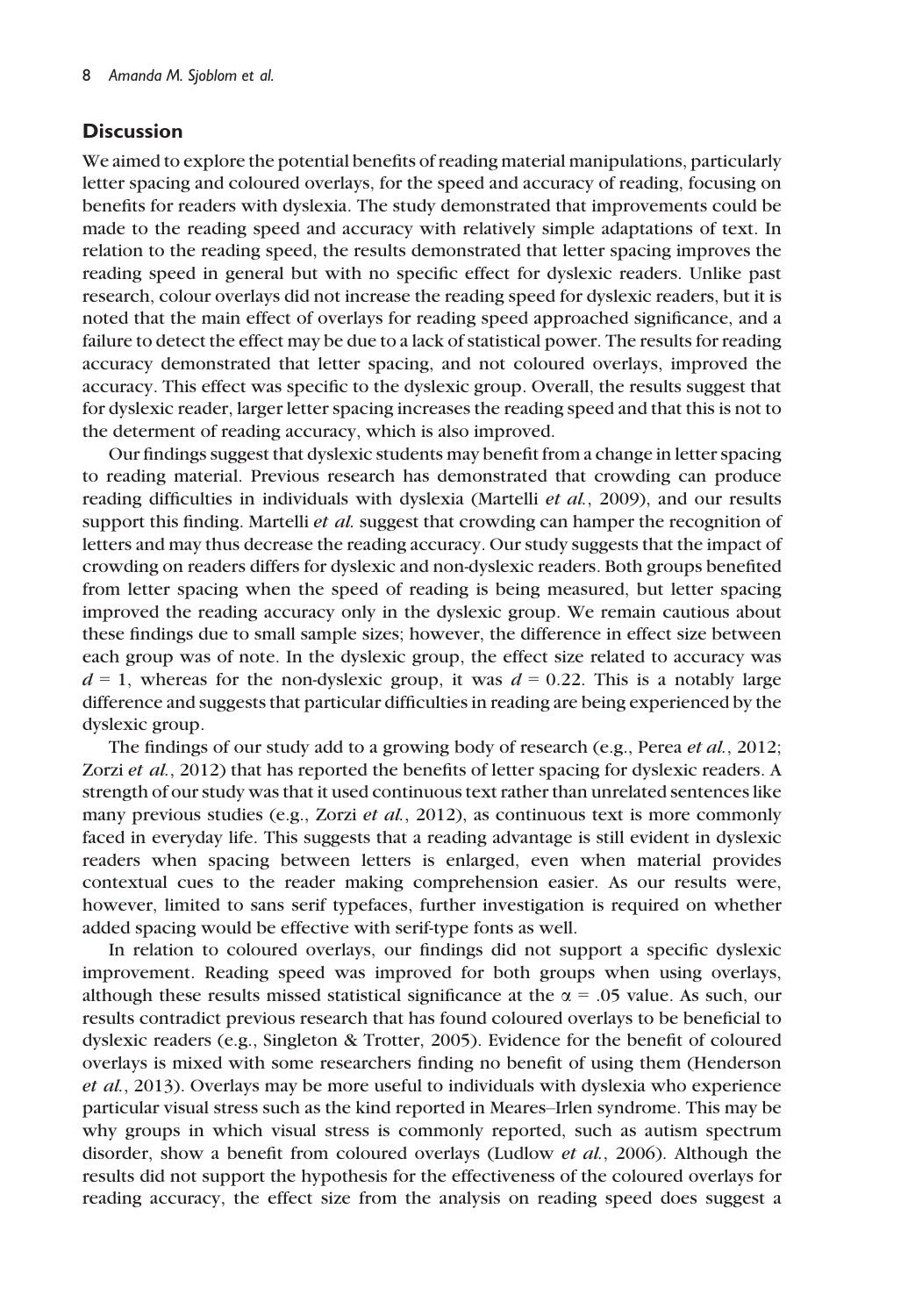## Discussion

We aimed to explore the potential benefits of reading material manipulations, particularly letter spacing and coloured overlays, for the speed and accuracy of reading, focusing on benefits for readers with dyslexia. The study demonstrated that improvements could be made to the reading speed and accuracy with relatively simple adaptations of text. In relation to the reading speed, the results demonstrated that letter spacing improves the reading speed in general but with no specific effect for dyslexic readers. Unlike past research, colour overlays did not increase the reading speed for dyslexic readers, but it is noted that the main effect of overlays for reading speed approached significance, and a failure to detect the effect may be due to a lack of statistical power. The results for reading accuracy demonstrated that letter spacing, and not coloured overlays, improved the accuracy. This effect was specific to the dyslexic group. Overall, the results suggest that for dyslexic reader, larger letter spacing increases the reading speed and that this is not to the determent of reading accuracy, which is also improved.

Our findings suggest that dyslexic students may benefit from a change in letter spacing to reading material. Previous research has demonstrated that crowding can produce reading difficulties in individuals with dyslexia (Martelli *et al.*, 2009), and our results support this finding. Martelli *et al.* suggest that crowding can hamper the recognition of letters and may thus decrease the reading accuracy. Our study suggests that the impact of crowding on readers differs for dyslexic and non-dyslexic readers. Both groups benefited from letter spacing when the speed of reading is being measured, but letter spacing improved the reading accuracy only in the dyslexic group. We remain cautious about these findings due to small sample sizes; however, the difference in effect size between each group was of note. In the dyslexic group, the effect size related to accuracy was $d = 1$, whereas for the non-dyslexic group, it was $d = 0.22$. This is a notably large difference and suggests that particular difficulties in reading are being experienced by the dyslexic group.

The findings of our study add to a growing body of research (e.g., Perea *et al.*, 2012; Zorzi *et al.*, 2012) that has reported the benefits of letter spacing for dyslexic readers. A strength of our study was that it used continuous text rather than unrelated sentences like many previous studies (e.g., Zorzi *et al.*, 2012), as continuous text is more commonly faced in everyday life. This suggests that a reading advantage is still evident in dyslexic readers when spacing between letters is enlarged, even when material provides contextual cues to the reader making comprehension easier. As our results were, however, limited to sans serif typefaces, further investigation is required on whether added spacing would be effective with serif-type fonts as well.

In relation to coloured overlays, our findings did not support a specific dyslexic improvement. Reading speed was improved for both groups when using overlays, although these results missed statistical significance at the $\alpha = .05$ value. As such, our results contradict previous research that has found coloured overlays to be beneficial to dyslexic readers (e.g., Singleton & Trotter, 2005). Evidence for the benefit of coloured overlays is mixed with some researchers finding no benefit of using them (Henderson *et al.*, 2013). Overlays may be more useful to individuals with dyslexia who experience particular visual stress such as the kind reported in Meares–Irlen syndrome. This may be why groups in which visual stress is commonly reported, such as autism spectrum disorder, show a benefit from coloured overlays (Ludlow *et al.*, 2006). Although the results did not support the hypothesis for the effectiveness of the coloured overlays for reading accuracy, the effect size from the analysis on reading speed does suggest a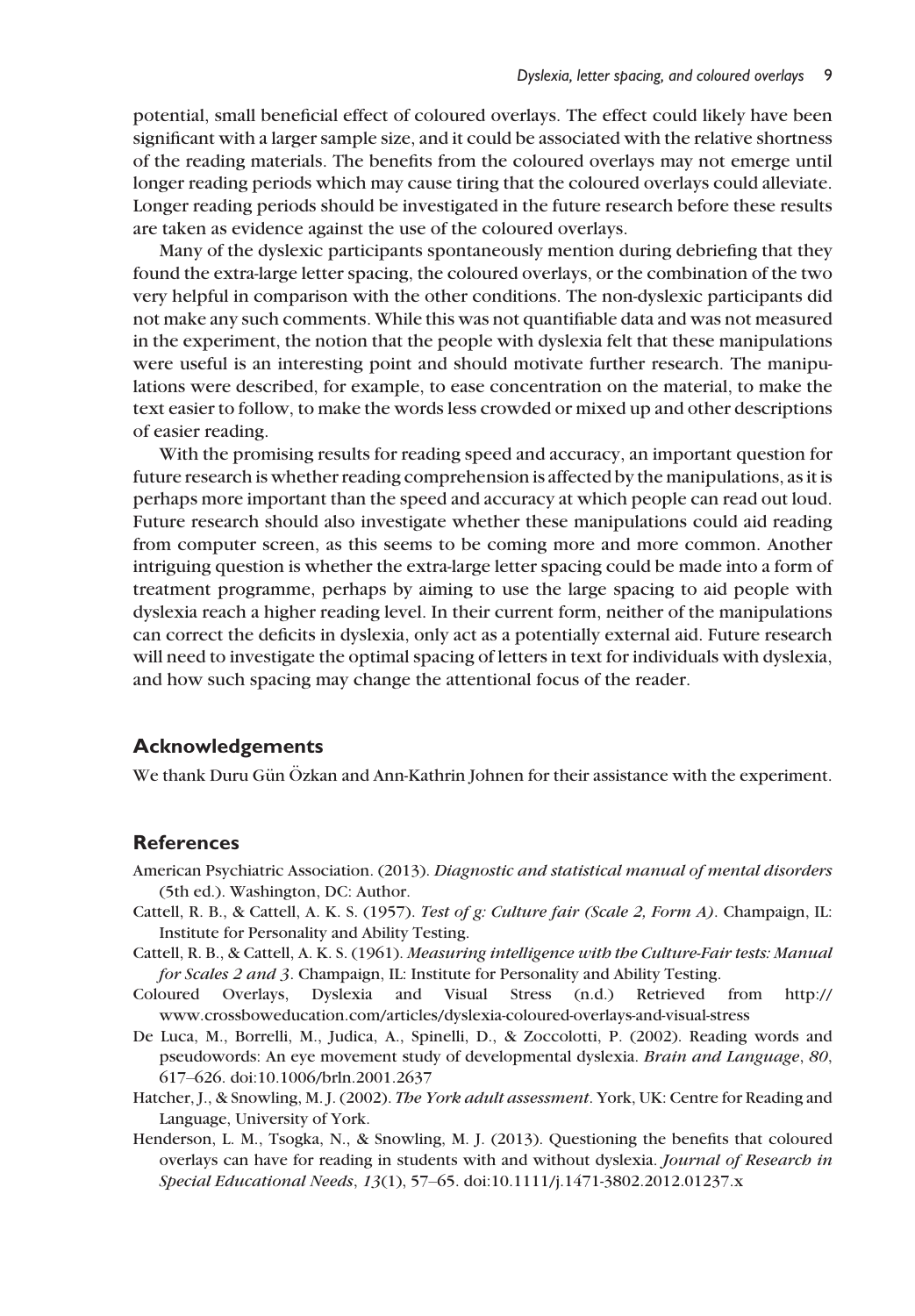potential, small beneficial effect of coloured overlays. The effect could likely have been significant with a larger sample size, and it could be associated with the relative shortness of the reading materials. The benefits from the coloured overlays may not emerge until longer reading periods which may cause tiring that the coloured overlays could alleviate. Longer reading periods should be investigated in the future research before these results are taken as evidence against the use of the coloured overlays.

Many of the dyslexic participants spontaneously mention during debriefing that they found the extra-large letter spacing, the coloured overlays, or the combination of the two very helpful in comparison with the other conditions. The non-dyslexic participants did not make any such comments. While this was not quantifiable data and was not measured in the experiment, the notion that the people with dyslexia felt that these manipulations were useful is an interesting point and should motivate further research. The manipulations were described, for example, to ease concentration on the material, to make the text easier to follow, to make the words less crowded or mixed up and other descriptions of easier reading.

With the promising results for reading speed and accuracy, an important question for future research is whether reading comprehension is affected by the manipulations, as it is perhaps more important than the speed and accuracy at which people can read out loud. Future research should also investigate whether these manipulations could aid reading from computer screen, as this seems to be coming more and more common. Another intriguing question is whether the extra-large letter spacing could be made into a form of treatment programme, perhaps by aiming to use the large spacing to aid people with dyslexia reach a higher reading level. In their current form, neither of the manipulations can correct the deficits in dyslexia, only act as a potentially external aid. Future research will need to investigate the optimal spacing of letters in text for individuals with dyslexia, and how such spacing may change the attentional focus of the reader.

## Acknowledgements

We thank Duru Gün Özkan and Ann-Kathrin Johnen for their assistance with the experiment.

## References

American Psychiatric Association. (2013). *Diagnostic and statistical manual of mental disorders* (5th ed.). Washington, DC: Author.

Cattell, R. B., & Cattell, A. K. S. (1957). *Test of g: Culture fair (Scale 2, Form A)*. Champaign, IL: Institute for Personality and Ability Testing.

Cattell, R. B., & Cattell, A. K. S. (1961). *Measuring intelligence with the Culture-Fair tests: Manual for Scales 2 and 3*. Champaign, IL: Institute for Personality and Ability Testing.

Coloured Overlays, Dyslexia and Visual Stress (n.d.) Retrieved from http://www.crossboweducation.com/articles/dyslexia-coloured-overlays-and-visual-stress

De Luca, M., Borrelli, M., Judica, A., Spinelli, D., & Zoccolotti, P. (2002). Reading words and pseudowords: An eye movement study of developmental dyslexia. *Brain and Language*, *80*, 617–626. doi:10.1006/brln.2001.2637

Hatcher, J., & Snowling, M. J. (2002). *The York adult assessment*. York, UK: Centre for Reading and Language, University of York.

Henderson, L. M., Tsogka, N., & Snowling, M. J. (2013). Questioning the benefits that coloured overlays can have for reading in students with and without dyslexia. *Journal of Research in Special Educational Needs*, *13*(1), 57–65. doi:10.1111/j.1471-3802.2012.01237.x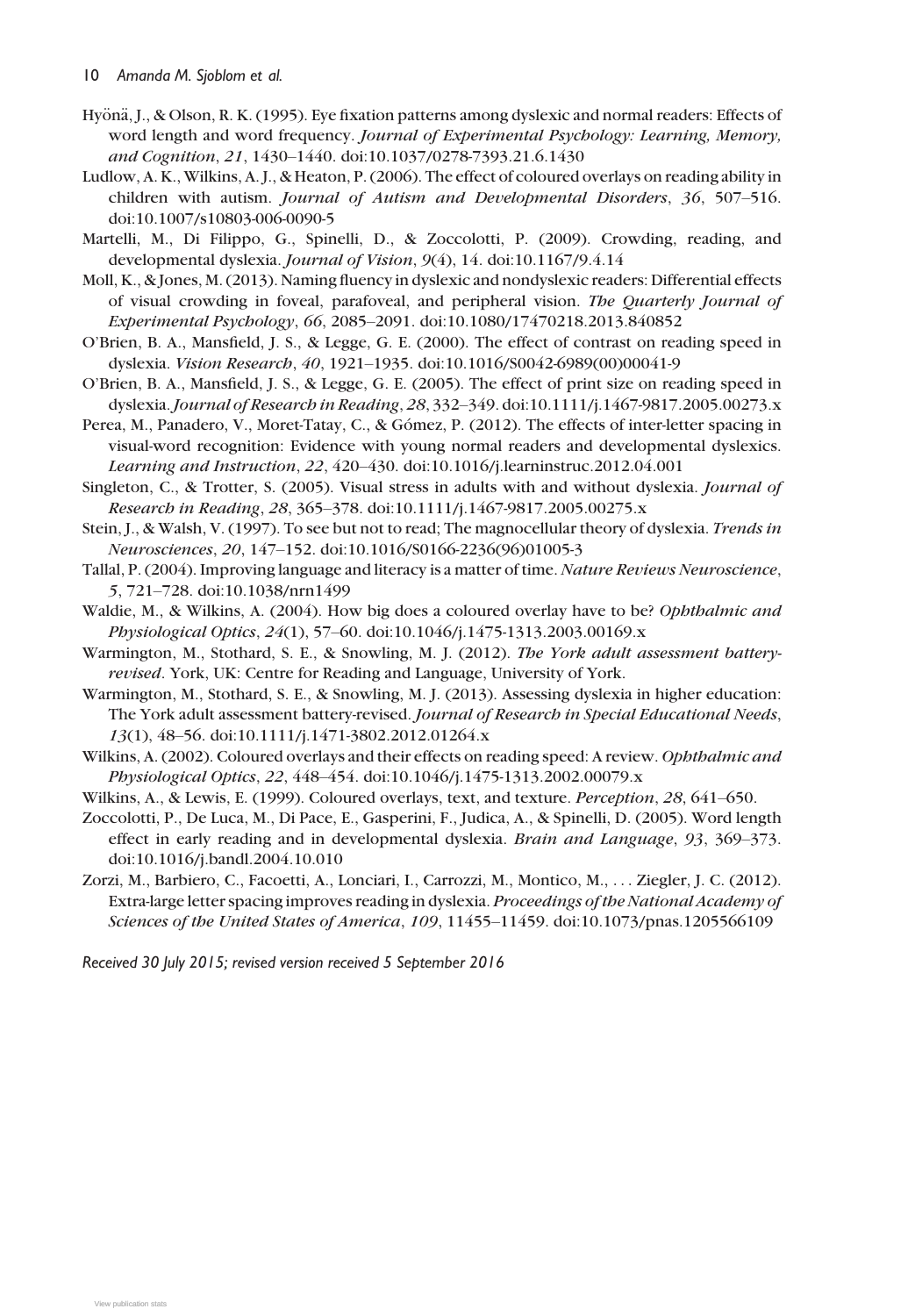Hyönä, J., & Olson, R. K. (1995). Eye fixation patterns among dyslexic and normal readers: Effects of word length and word frequency. *Journal of Experimental Psychology: Learning, Memory, and Cognition*, *21*, 1430–1440. doi:10.1037/0278-7393.21.6.1430

Ludlow, A. K., Wilkins, A. J., & Heaton, P. (2006). The effect of coloured overlays on reading ability in children with autism. *Journal of Autism and Developmental Disorders*, *36*, 507–516. doi:10.1007/s10803-006-0090-5

Martelli, M., Di Filippo, G., Spinelli, D., & Zoccolotti, P. (2009). Crowding, reading, and developmental dyslexia. *Journal of Vision*, *9*(4), 14. doi:10.1167/9.4.14

Moll, K., & Jones, M. (2013). Naming fluency in dyslexic and nondyslexic readers: Differential effects of visual crowding in foveal, parafoveal, and peripheral vision. *The Quarterly Journal of Experimental Psychology*, *66*, 2085–2091. doi:10.1080/17470218.2013.840852

O'Brien, B. A., Mansfield, J. S., & Legge, G. E. (2000). The effect of contrast on reading speed in dyslexia. *Vision Research*, *40*, 1921–1935. doi:10.1016/S0042-6989(00)00041-9

O'Brien, B. A., Mansfield, J. S., & Legge, G. E. (2005). The effect of print size on reading speed in dyslexia. *Journal of Research in Reading*, *28*, 332–349. doi:10.1111/j.1467-9817.2005.00273.x

Perea, M., Panadero, V., Moret-Tatay, C., & Gómez, P. (2012). The effects of inter-letter spacing in visual-word recognition: Evidence with young normal readers and developmental dyslexics. *Learning and Instruction*, *22*, 420–430. doi:10.1016/j.learninstruc.2012.04.001

Singleton, C., & Trotter, S. (2005). Visual stress in adults with and without dyslexia. *Journal of Research in Reading*, *28*, 365–378. doi:10.1111/j.1467-9817.2005.00275.x

Stein, J., & Walsh, V. (1997). To see but not to read; The magnocellular theory of dyslexia. *Trends in Neurosciences*, *20*, 147–152. doi:10.1016/S0166-2236(96)01005-3

Tallal, P. (2004). Improving language and literacy is a matter of time. *Nature Reviews Neuroscience*, *5*, 721–728. doi:10.1038/nrn1499

Waldie, M., & Wilkins, A. (2004). How big does a coloured overlay have to be? *Ophthalmic and Physiological Optics*, *24*(1), 57–60. doi:10.1046/j.1475-1313.2003.00169.x

Warmington, M., Stothard, S. E., & Snowling, M. J. (2012). *The York adult assessment battery-revised*. York, UK: Centre for Reading and Language, University of York.

Warmington, M., Stothard, S. E., & Snowling, M. J. (2013). Assessing dyslexia in higher education: The York adult assessment battery-revised. *Journal of Research in Special Educational Needs*, *13*(1), 48–56. doi:10.1111/j.1471-3802.2012.01264.x

Wilkins, A. (2002). Coloured overlays and their effects on reading speed: A review. *Ophthalmic and Physiological Optics*, *22*, 448–454. doi:10.1046/j.1475-1313.2002.00079.x

Wilkins, A., & Lewis, E. (1999). Coloured overlays, text, and texture. *Perception*, *28*, 641–650.

Zoccolotti, P., De Luca, M., Di Pace, E., Gasperini, F., Judica, A., & Spinelli, D. (2005). Word length effect in early reading and in developmental dyslexia. *Brain and Language*, *93*, 369–373. doi:10.1016/j.bandl.2004.10.010

Zorzi, M., Barbiero, C., Facoetti, A., Lonciari, I., Carrozzi, M., Montico, M., . . . Ziegler, J. C. (2012). Extra-large letter spacing improves reading in dyslexia. *Proceedings of the National Academy of Sciences of the United States of America*, *109*, 11455–11459. doi:10.1073/pnas.1205566109

*Received 30 July 2015; revised version received 5 September 2016*